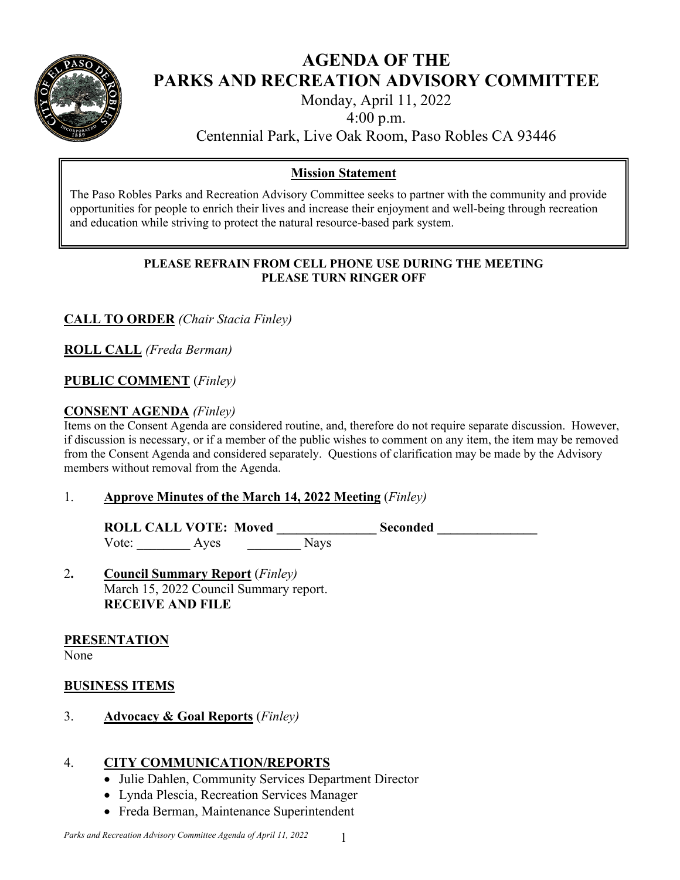# AGENDA OF THE PARKS AND RECREATION ADVISORY COMMITTEE

Monday, April 11, 2022

4:00 p.m.

Centennial Park, Live Oak Room, Paso Robles CA 93446

## Mission Statement

The Paso Robles Parks and Recreation Advisory Committee seeks to partner with the community and provide opportunities for people to enrich their lives and increase their enjoyment and well-being through recreation and education while striving to protect the natural resource-based park system.

**PLEASE REFRAIN FROM CELL PHONE USE DURING THE MEETING**
**PLEASE TURN RINGER OFF**

**CALL TO ORDER** *(Chair Stacia Finley)*

**ROLL CALL** *(Freda Berman)*

**PUBLIC COMMENT** (*Finley)*

**CONSENT AGENDA** *(Finley)*

Items on the Consent Agenda are considered routine, and, therefore do not require separate discussion. However, if discussion is necessary, or if a member of the public wishes to comment on any item, the item may be removed from the Consent Agenda and considered separately. Questions of clarification may be made by the Advisory members without removal from the Agenda.

1. **Approve Minutes of the March 14, 2022 Meeting** (*Finley)*

   **ROLL CALL VOTE: Moved _______________ Seconded _______________**
   Vote: ________ Ayes ________ Nays

2. **Council Summary Report** (*Finley)*
   March 15, 2022 Council Summary report.
   **RECEIVE AND FILE**

**PRESENTATION**

None

**BUSINESS ITEMS**

3. **Advocacy & Goal Reports** (*Finley)*

4. **CITY COMMUNICATION/REPORTS**
   - Julie Dahlen, Community Services Department Director
   - Lynda Plescia, Recreation Services Manager
   - Freda Berman, Maintenance Superintendent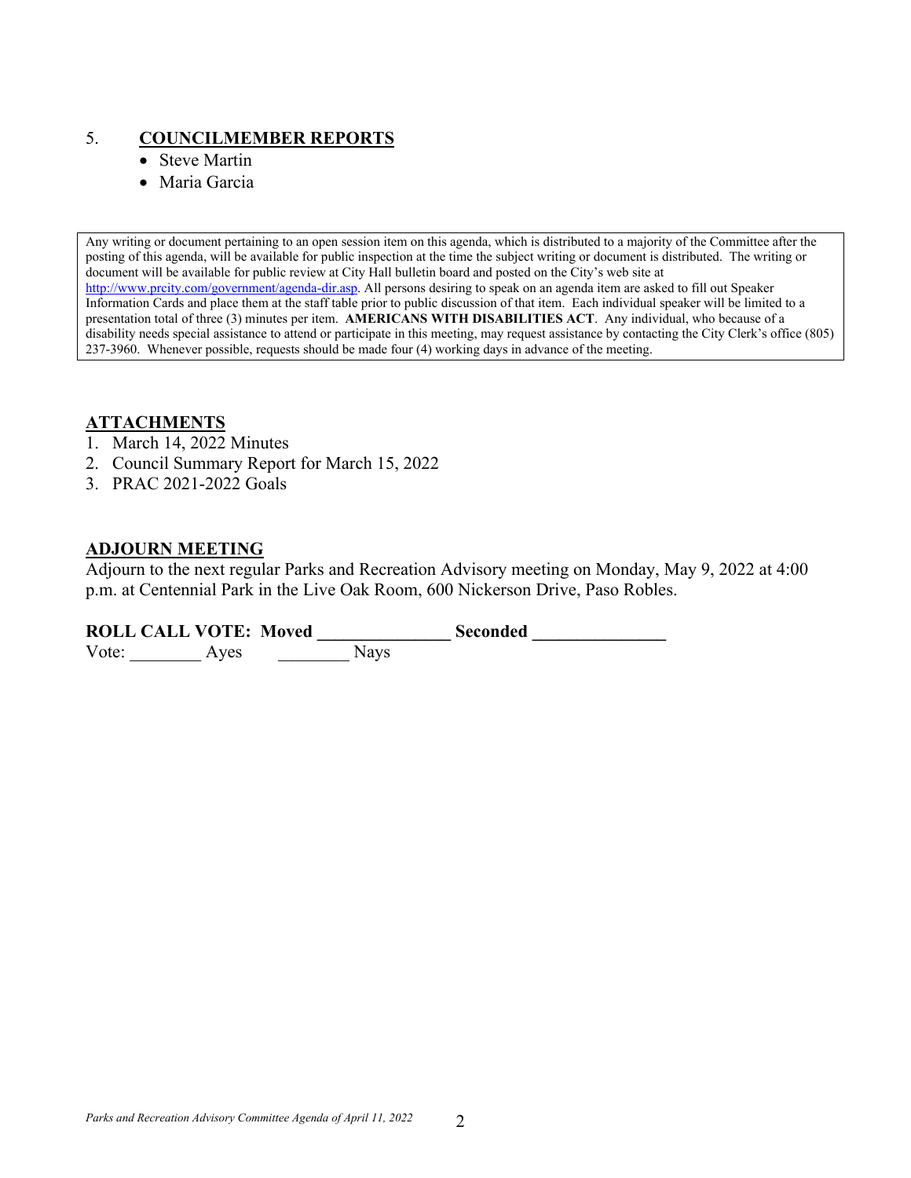5. **COUNCILMEMBER REPORTS**
   - Steve Martin
   - Maria Garcia

Any writing or document pertaining to an open session item on this agenda, which is distributed to a majority of the Committee after the posting of this agenda, will be available for public inspection at the time the subject writing or document is distributed. The writing or document will be available for public review at City Hall bulletin board and posted on the City's web site at http://www.prcity.com/government/agenda-dir.asp. All persons desiring to speak on an agenda item are asked to fill out Speaker Information Cards and place them at the staff table prior to public discussion of that item. Each individual speaker will be limited to a presentation total of three (3) minutes per item. **AMERICANS WITH DISABILITIES ACT**. Any individual, who because of a disability needs special assistance to attend or participate in this meeting, may request assistance by contacting the City Clerk's office (805) 237-3960. Whenever possible, requests should be made four (4) working days in advance of the meeting.

## ATTACHMENTS

1. March 14, 2022 Minutes
2. Council Summary Report for March 15, 2022
3. PRAC 2021-2022 Goals

## ADJOURN MEETING

Adjourn to the next regular Parks and Recreation Advisory meeting on Monday, May 9, 2022 at 4:00 p.m. at Centennial Park in the Live Oak Room, 600 Nickerson Drive, Paso Robles.

**ROLL CALL VOTE: Moved _______________ Seconded _______________**

Vote: ________ Ayes ________ Nays